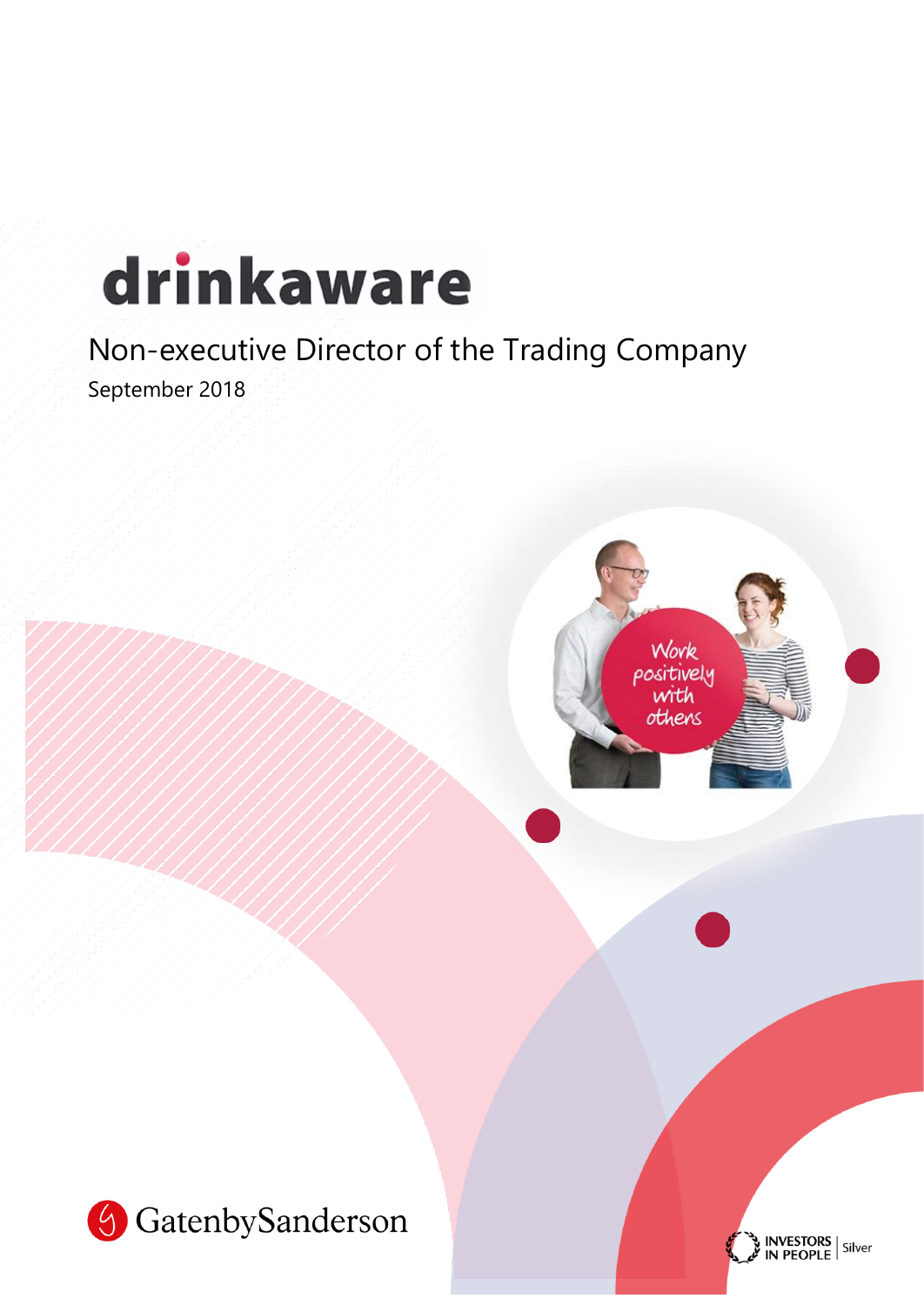# drinkaware

## Non-executive Director of the Trading Company

September 2018

GatenbySanderson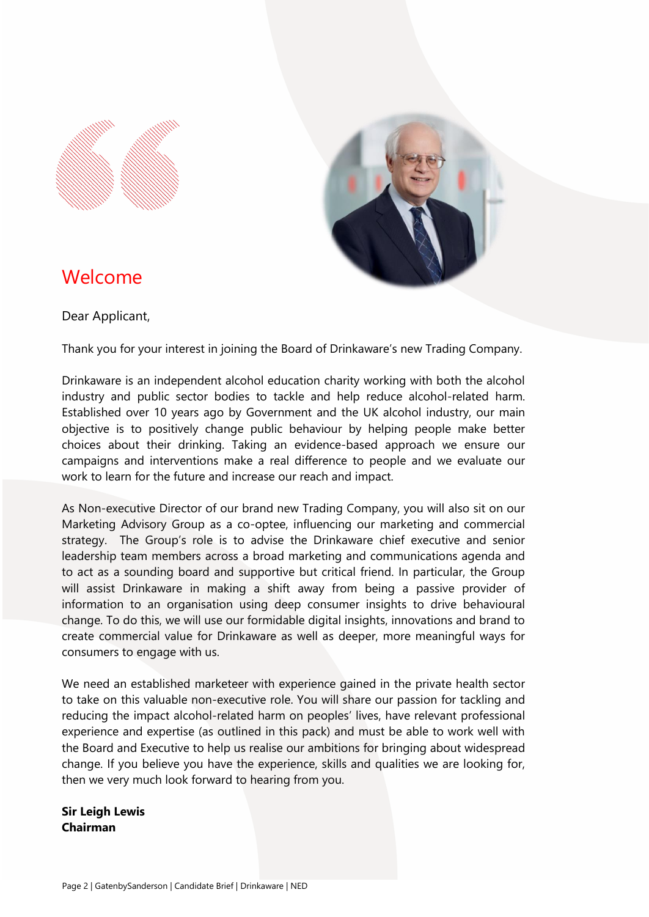## Welcome

Dear Applicant,

Thank you for your interest in joining the Board of Drinkaware's new Trading Company.

Drinkaware is an independent alcohol education charity working with both the alcohol industry and public sector bodies to tackle and help reduce alcohol-related harm. Established over 10 years ago by Government and the UK alcohol industry, our main objective is to positively change public behaviour by helping people make better choices about their drinking. Taking an evidence-based approach we ensure our campaigns and interventions make a real difference to people and we evaluate our work to learn for the future and increase our reach and impact.

As Non-executive Director of our brand new Trading Company, you will also sit on our Marketing Advisory Group as a co-optee, influencing our marketing and commercial strategy. The Group's role is to advise the Drinkaware chief executive and senior leadership team members across a broad marketing and communications agenda and to act as a sounding board and supportive but critical friend. In particular, the Group will assist Drinkaware in making a shift away from being a passive provider of information to an organisation using deep consumer insights to drive behavioural change. To do this, we will use our formidable digital insights, innovations and brand to create commercial value for Drinkaware as well as deeper, more meaningful ways for consumers to engage with us.

We need an established marketeer with experience gained in the private health sector to take on this valuable non-executive role. You will share our passion for tackling and reducing the impact alcohol-related harm on peoples' lives, have relevant professional experience and expertise (as outlined in this pack) and must be able to work well with the Board and Executive to help us realise our ambitions for bringing about widespread change. If you believe you have the experience, skills and qualities we are looking for, then we very much look forward to hearing from you.

**Sir Leigh Lewis**
**Chairman**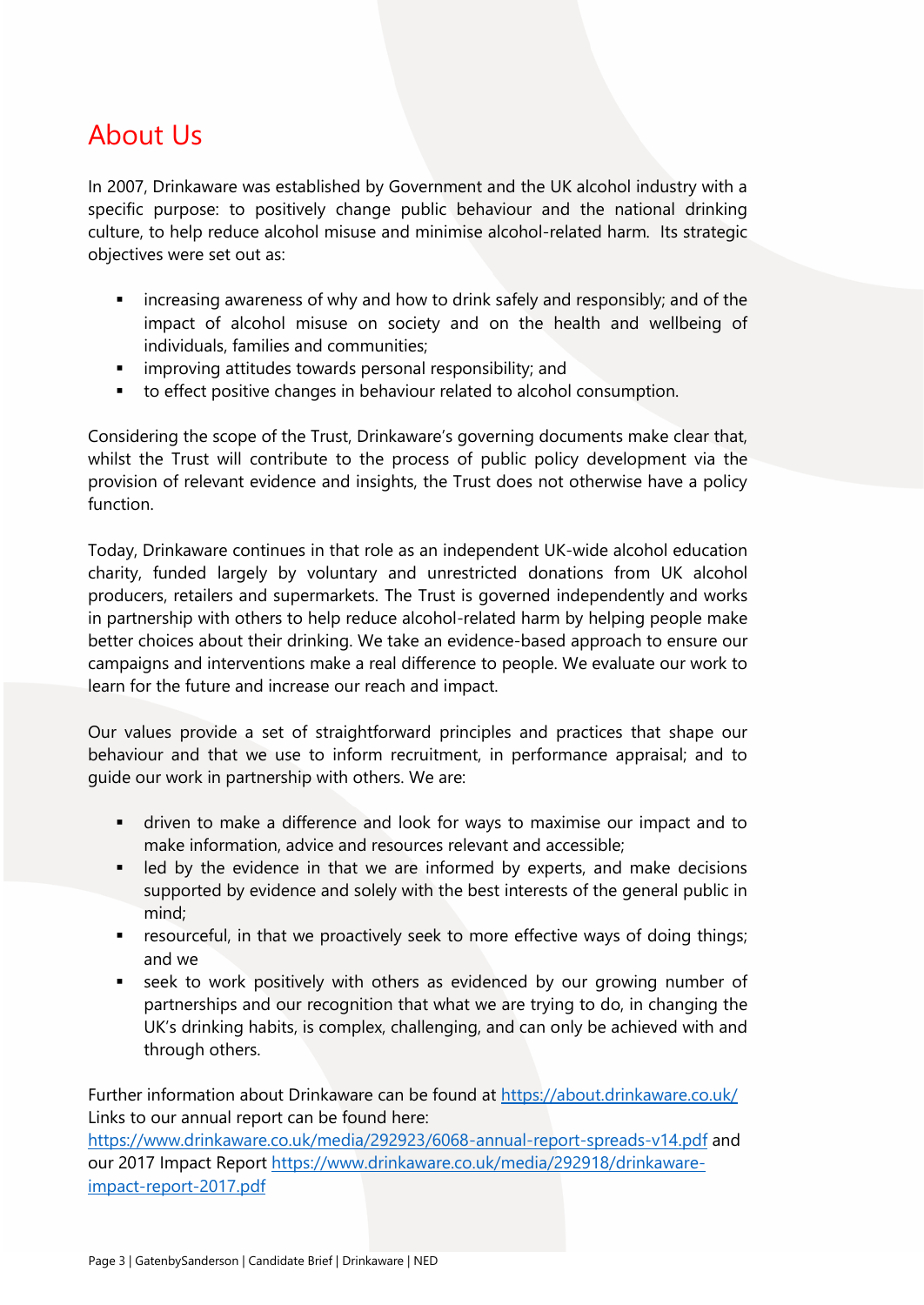# About Us

In 2007, Drinkaware was established by Government and the UK alcohol industry with a specific purpose: to positively change public behaviour and the national drinking culture, to help reduce alcohol misuse and minimise alcohol-related harm. Its strategic objectives were set out as:

- increasing awareness of why and how to drink safely and responsibly; and of the impact of alcohol misuse on society and on the health and wellbeing of individuals, families and communities;
- improving attitudes towards personal responsibility; and
- to effect positive changes in behaviour related to alcohol consumption.

Considering the scope of the Trust, Drinkaware's governing documents make clear that, whilst the Trust will contribute to the process of public policy development via the provision of relevant evidence and insights, the Trust does not otherwise have a policy function.

Today, Drinkaware continues in that role as an independent UK-wide alcohol education charity, funded largely by voluntary and unrestricted donations from UK alcohol producers, retailers and supermarkets. The Trust is governed independently and works in partnership with others to help reduce alcohol-related harm by helping people make better choices about their drinking. We take an evidence-based approach to ensure our campaigns and interventions make a real difference to people. We evaluate our work to learn for the future and increase our reach and impact.

Our values provide a set of straightforward principles and practices that shape our behaviour and that we use to inform recruitment, in performance appraisal; and to guide our work in partnership with others. We are:

- driven to make a difference and look for ways to maximise our impact and to make information, advice and resources relevant and accessible;
- led by the evidence in that we are informed by experts, and make decisions supported by evidence and solely with the best interests of the general public in mind;
- resourceful, in that we proactively seek to more effective ways of doing things; and we
- seek to work positively with others as evidenced by our growing number of partnerships and our recognition that what we are trying to do, in changing the UK's drinking habits, is complex, challenging, and can only be achieved with and through others.

Further information about Drinkaware can be found at https://about.drinkaware.co.uk/
Links to our annual report can be found here:
https://www.drinkaware.co.uk/media/292923/6068-annual-report-spreads-v14.pdf and our 2017 Impact Report https://www.drinkaware.co.uk/media/292918/drinkaware-impact-report-2017.pdf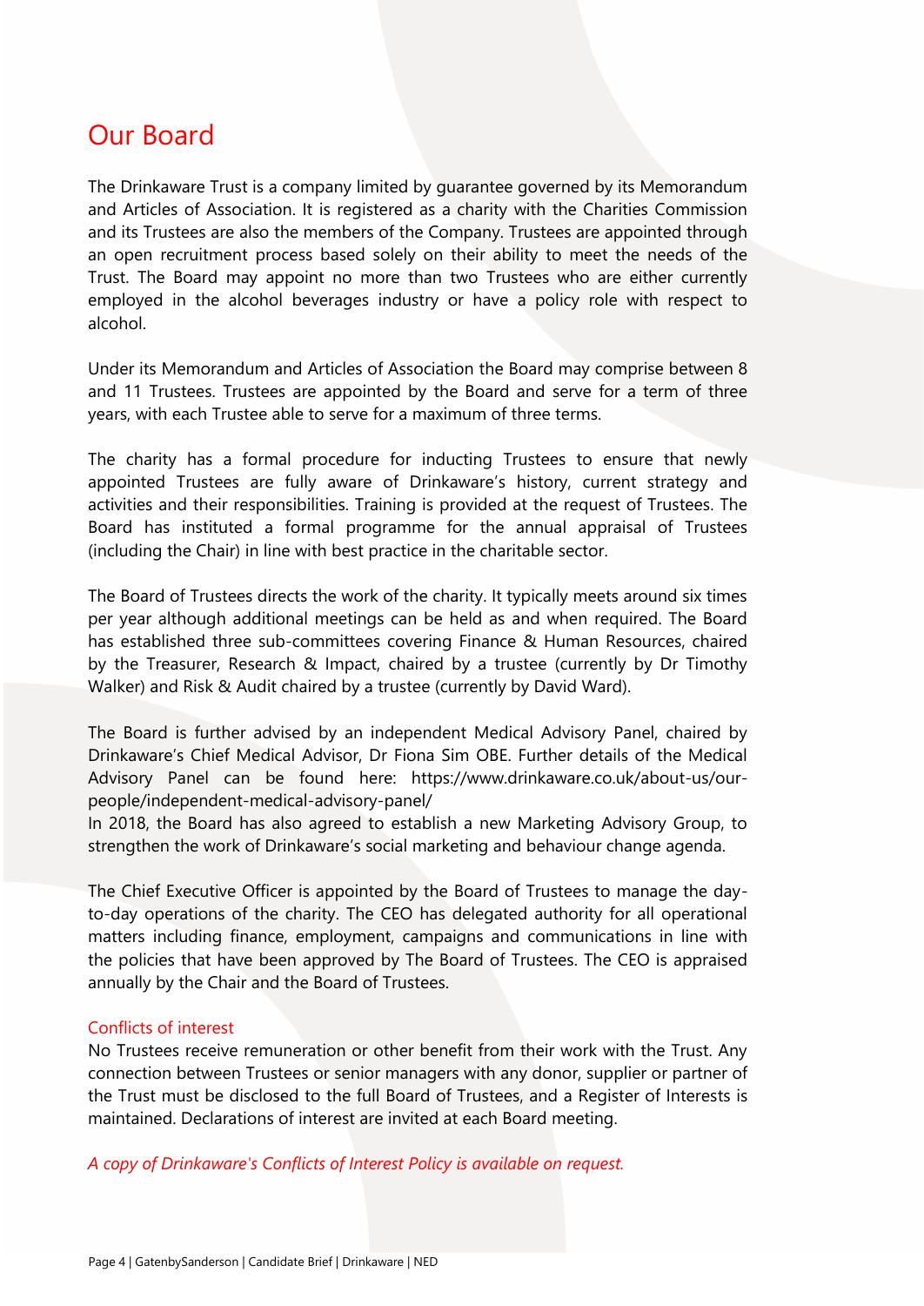# Our Board

The Drinkaware Trust is a company limited by guarantee governed by its Memorandum and Articles of Association. It is registered as a charity with the Charities Commission and its Trustees are also the members of the Company. Trustees are appointed through an open recruitment process based solely on their ability to meet the needs of the Trust. The Board may appoint no more than two Trustees who are either currently employed in the alcohol beverages industry or have a policy role with respect to alcohol.

Under its Memorandum and Articles of Association the Board may comprise between 8 and 11 Trustees. Trustees are appointed by the Board and serve for a term of three years, with each Trustee able to serve for a maximum of three terms.

The charity has a formal procedure for inducting Trustees to ensure that newly appointed Trustees are fully aware of Drinkaware's history, current strategy and activities and their responsibilities. Training is provided at the request of Trustees. The Board has instituted a formal programme for the annual appraisal of Trustees (including the Chair) in line with best practice in the charitable sector.

The Board of Trustees directs the work of the charity. It typically meets around six times per year although additional meetings can be held as and when required. The Board has established three sub-committees covering Finance & Human Resources, chaired by the Treasurer, Research & Impact, chaired by a trustee (currently by Dr Timothy Walker) and Risk & Audit chaired by a trustee (currently by David Ward).

The Board is further advised by an independent Medical Advisory Panel, chaired by Drinkaware's Chief Medical Advisor, Dr Fiona Sim OBE. Further details of the Medical Advisory Panel can be found here: https://www.drinkaware.co.uk/about-us/our-people/independent-medical-advisory-panel/
In 2018, the Board has also agreed to establish a new Marketing Advisory Group, to strengthen the work of Drinkaware's social marketing and behaviour change agenda.

The Chief Executive Officer is appointed by the Board of Trustees to manage the day-to-day operations of the charity. The CEO has delegated authority for all operational matters including finance, employment, campaigns and communications in line with the policies that have been approved by The Board of Trustees. The CEO is appraised annually by the Chair and the Board of Trustees.

## Conflicts of interest

No Trustees receive remuneration or other benefit from their work with the Trust. Any connection between Trustees or senior managers with any donor, supplier or partner of the Trust must be disclosed to the full Board of Trustees, and a Register of Interests is maintained. Declarations of interest are invited at each Board meeting.

*A copy of Drinkaware's Conflicts of Interest Policy is available on request.*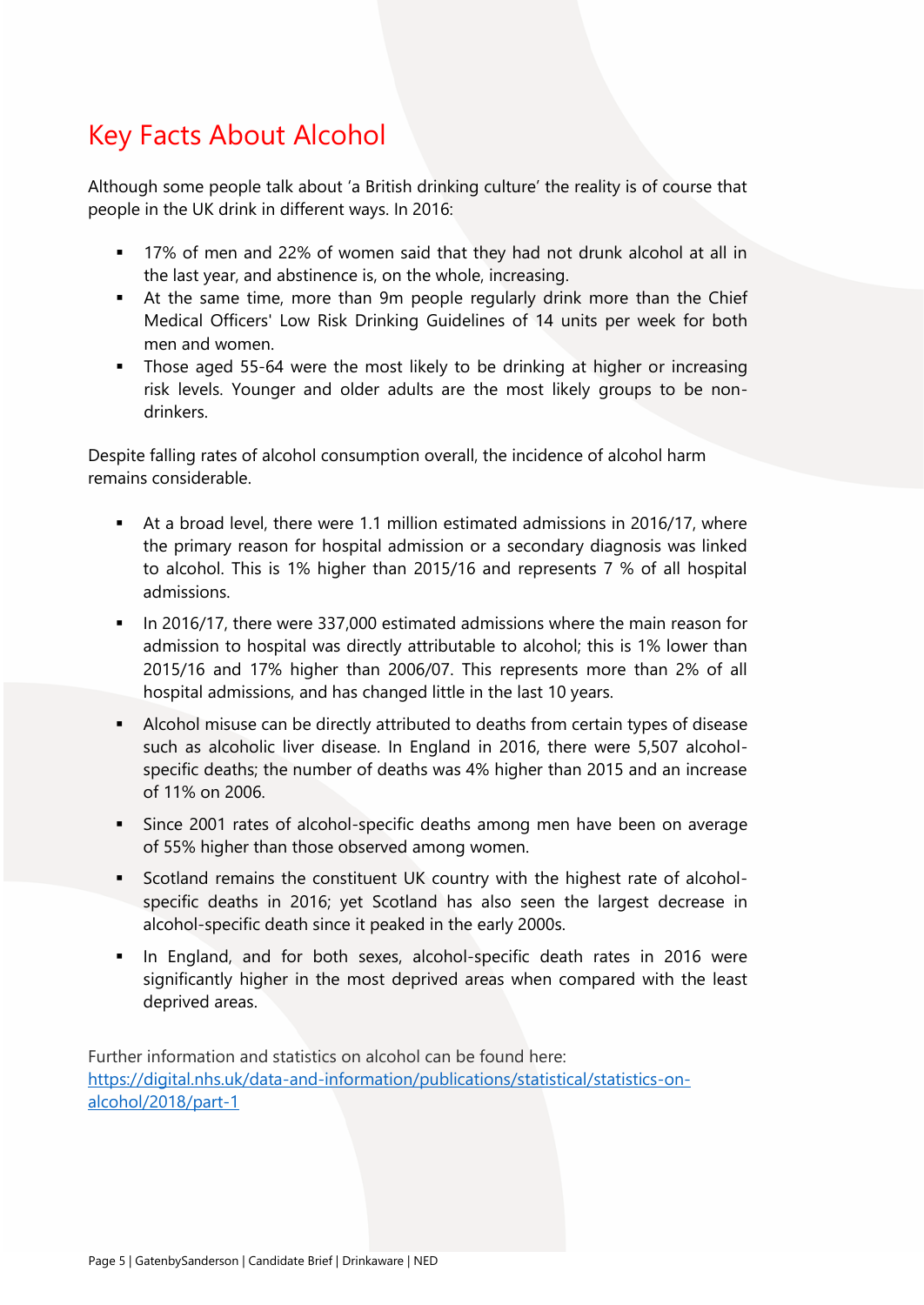# Key Facts About Alcohol

Although some people talk about 'a British drinking culture' the reality is of course that people in the UK drink in different ways. In 2016:

- 17% of men and 22% of women said that they had not drunk alcohol at all in the last year, and abstinence is, on the whole, increasing.
- At the same time, more than 9m people regularly drink more than the Chief Medical Officers' Low Risk Drinking Guidelines of 14 units per week for both men and women.
- Those aged 55-64 were the most likely to be drinking at higher or increasing risk levels. Younger and older adults are the most likely groups to be non-drinkers.

Despite falling rates of alcohol consumption overall, the incidence of alcohol harm remains considerable.

- At a broad level, there were 1.1 million estimated admissions in 2016/17, where the primary reason for hospital admission or a secondary diagnosis was linked to alcohol. This is 1% higher than 2015/16 and represents 7 % of all hospital admissions.
- In 2016/17, there were 337,000 estimated admissions where the main reason for admission to hospital was directly attributable to alcohol; this is 1% lower than 2015/16 and 17% higher than 2006/07. This represents more than 2% of all hospital admissions, and has changed little in the last 10 years.
- Alcohol misuse can be directly attributed to deaths from certain types of disease such as alcoholic liver disease. In England in 2016, there were 5,507 alcohol-specific deaths; the number of deaths was 4% higher than 2015 and an increase of 11% on 2006.
- Since 2001 rates of alcohol-specific deaths among men have been on average of 55% higher than those observed among women.
- Scotland remains the constituent UK country with the highest rate of alcohol-specific deaths in 2016; yet Scotland has also seen the largest decrease in alcohol-specific death since it peaked in the early 2000s.
- In England, and for both sexes, alcohol-specific death rates in 2016 were significantly higher in the most deprived areas when compared with the least deprived areas.

Further information and statistics on alcohol can be found here:
[https://digital.nhs.uk/data-and-information/publications/statistical/statistics-on-alcohol/2018/part-1](https://digital.nhs.uk/data-and-information/publications/statistical/statistics-on-alcohol/2018/part-1)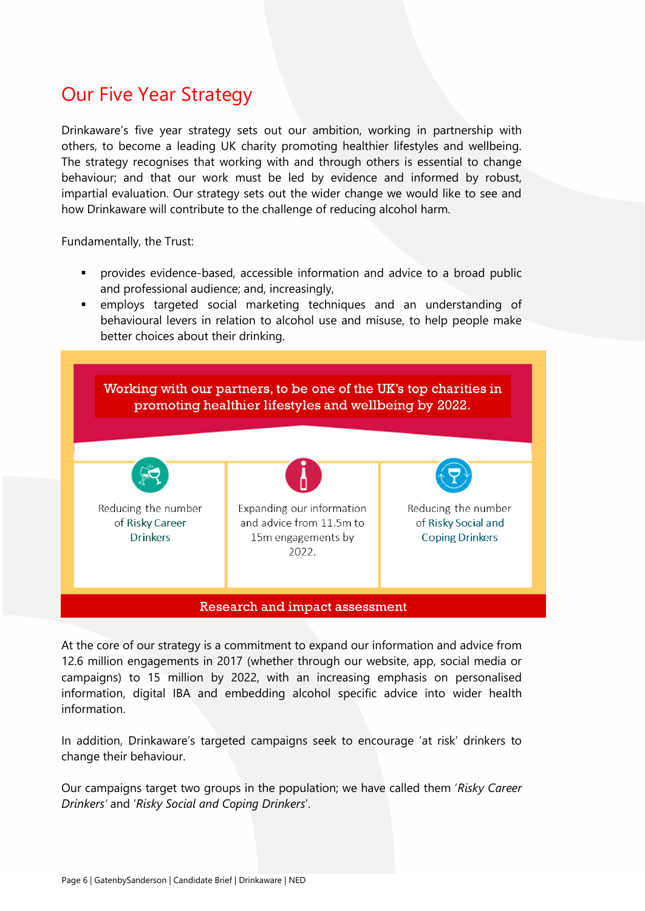# Our Five Year Strategy

Drinkaware's five year strategy sets out our ambition, working in partnership with others, to become a leading UK charity promoting healthier lifestyles and wellbeing. The strategy recognises that working with and through others is essential to change behaviour; and that our work must be led by evidence and informed by robust, impartial evaluation. Our strategy sets out the wider change we would like to see and how Drinkaware will contribute to the challenge of reducing alcohol harm.

Fundamentally, the Trust:

- provides evidence-based, accessible information and advice to a broad public and professional audience; and, increasingly,
- employs targeted social marketing techniques and an understanding of behavioural levers in relation to alcohol use and misuse, to help people make better choices about their drinking.

**Working with our partners, to be one of the UK's top charities in promoting healthier lifestyles and wellbeing by 2022.**

| | | |
|---|---|---|
| Reducing the number of Risky Career Drinkers | Expanding our information and advice from 11.5m to 15m engagements by 2022. | Reducing the number of Risky Social and Coping Drinkers |

**Research and impact assessment**

At the core of our strategy is a commitment to expand our information and advice from 12.6 million engagements in 2017 (whether through our website, app, social media or campaigns) to 15 million by 2022, with an increasing emphasis on personalised information, digital IBA and embedding alcohol specific advice into wider health information.

In addition, Drinkaware's targeted campaigns seek to encourage 'at risk' drinkers to change their behaviour.

Our campaigns target two groups in the population; we have called them '*Risky Career Drinkers*' and '*Risky Social and Coping Drinkers*'.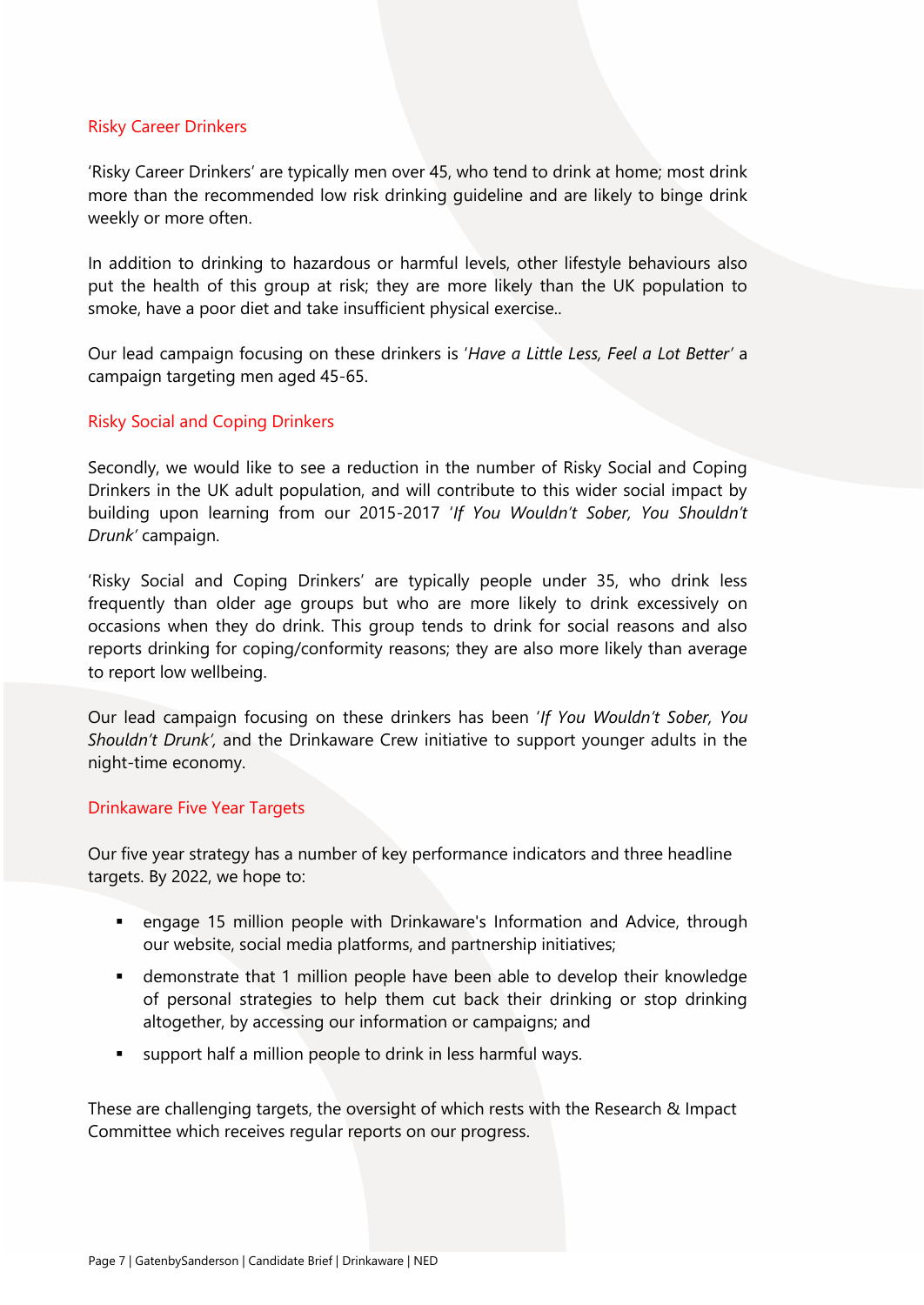### Risky Career Drinkers

'Risky Career Drinkers' are typically men over 45, who tend to drink at home; most drink more than the recommended low risk drinking guideline and are likely to binge drink weekly or more often.

In addition to drinking to hazardous or harmful levels, other lifestyle behaviours also put the health of this group at risk; they are more likely than the UK population to smoke, have a poor diet and take insufficient physical exercise..

Our lead campaign focusing on these drinkers is '*Have a Little Less, Feel a Lot Better'* a campaign targeting men aged 45-65.

### Risky Social and Coping Drinkers

Secondly, we would like to see a reduction in the number of Risky Social and Coping Drinkers in the UK adult population, and will contribute to this wider social impact by building upon learning from our 2015-2017 '*If You Wouldn't Sober, You Shouldn't Drunk'* campaign.

'Risky Social and Coping Drinkers' are typically people under 35, who drink less frequently than older age groups but who are more likely to drink excessively on occasions when they do drink. This group tends to drink for social reasons and also reports drinking for coping/conformity reasons; they are also more likely than average to report low wellbeing.

Our lead campaign focusing on these drinkers has been '*If You Wouldn't Sober, You Shouldn't Drunk'*, and the Drinkaware Crew initiative to support younger adults in the night-time economy.

### Drinkaware Five Year Targets

Our five year strategy has a number of key performance indicators and three headline targets. By 2022, we hope to:

- engage 15 million people with Drinkaware's Information and Advice, through our website, social media platforms, and partnership initiatives;
- demonstrate that 1 million people have been able to develop their knowledge of personal strategies to help them cut back their drinking or stop drinking altogether, by accessing our information or campaigns; and
- support half a million people to drink in less harmful ways.

These are challenging targets, the oversight of which rests with the Research & Impact Committee which receives regular reports on our progress.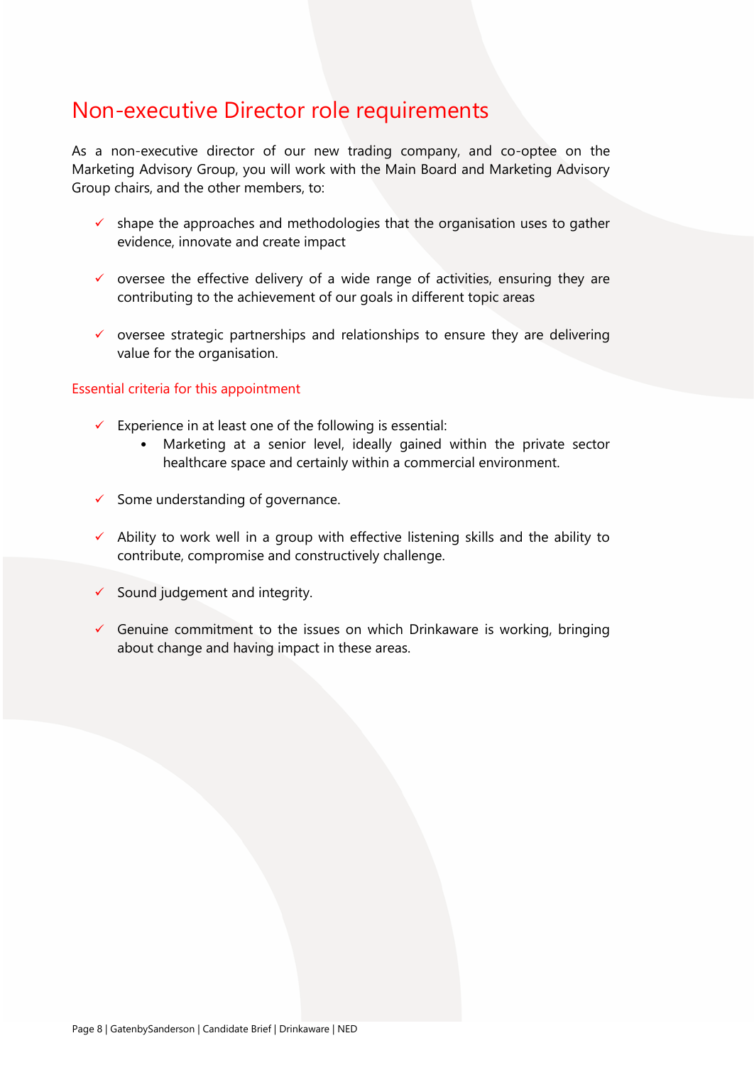# Non-executive Director role requirements

As a non-executive director of our new trading company, and co-optee on the Marketing Advisory Group, you will work with the Main Board and Marketing Advisory Group chairs, and the other members, to:

- ✓ shape the approaches and methodologies that the organisation uses to gather evidence, innovate and create impact
- ✓ oversee the effective delivery of a wide range of activities, ensuring they are contributing to the achievement of our goals in different topic areas
- ✓ oversee strategic partnerships and relationships to ensure they are delivering value for the organisation.

## Essential criteria for this appointment

- ✓ Experience in at least one of the following is essential:
  - Marketing at a senior level, ideally gained within the private sector healthcare space and certainly within a commercial environment.
- ✓ Some understanding of governance.
- ✓ Ability to work well in a group with effective listening skills and the ability to contribute, compromise and constructively challenge.
- ✓ Sound judgement and integrity.
- ✓ Genuine commitment to the issues on which Drinkaware is working, bringing about change and having impact in these areas.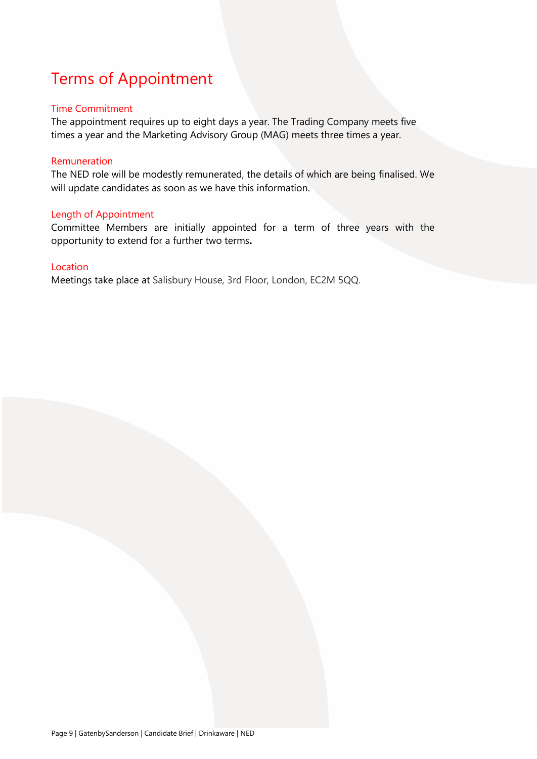# Terms of Appointment

## Time Commitment

The appointment requires up to eight days a year. The Trading Company meets five times a year and the Marketing Advisory Group (MAG) meets three times a year.

## Remuneration

The NED role will be modestly remunerated, the details of which are being finalised. We will update candidates as soon as we have this information.

## Length of Appointment

Committee Members are initially appointed for a term of three years with the opportunity to extend for a further two terms.

## Location

Meetings take place at Salisbury House, 3rd Floor, London, EC2M 5QQ.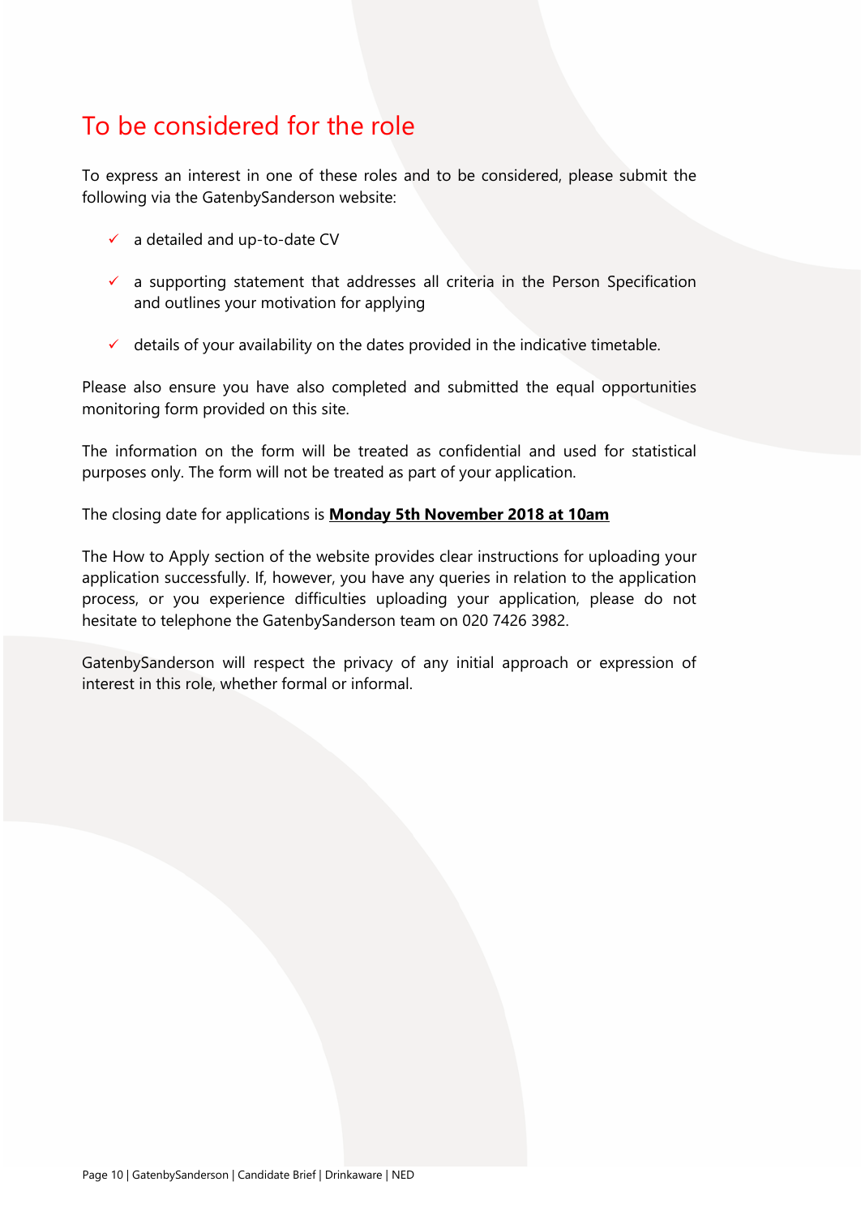## To be considered for the role

To express an interest in one of these roles and to be considered, please submit the following via the GatenbySanderson website:

- ✓ a detailed and up-to-date CV
- ✓ a supporting statement that addresses all criteria in the Person Specification and outlines your motivation for applying
- ✓ details of your availability on the dates provided in the indicative timetable.

Please also ensure you have also completed and submitted the equal opportunities monitoring form provided on this site.

The information on the form will be treated as confidential and used for statistical purposes only. The form will not be treated as part of your application.

The closing date for applications is **Monday 5th November 2018 at 10am**

The How to Apply section of the website provides clear instructions for uploading your application successfully. If, however, you have any queries in relation to the application process, or you experience difficulties uploading your application, please do not hesitate to telephone the GatenbySanderson team on 020 7426 3982.

GatenbySanderson will respect the privacy of any initial approach or expression of interest in this role, whether formal or informal.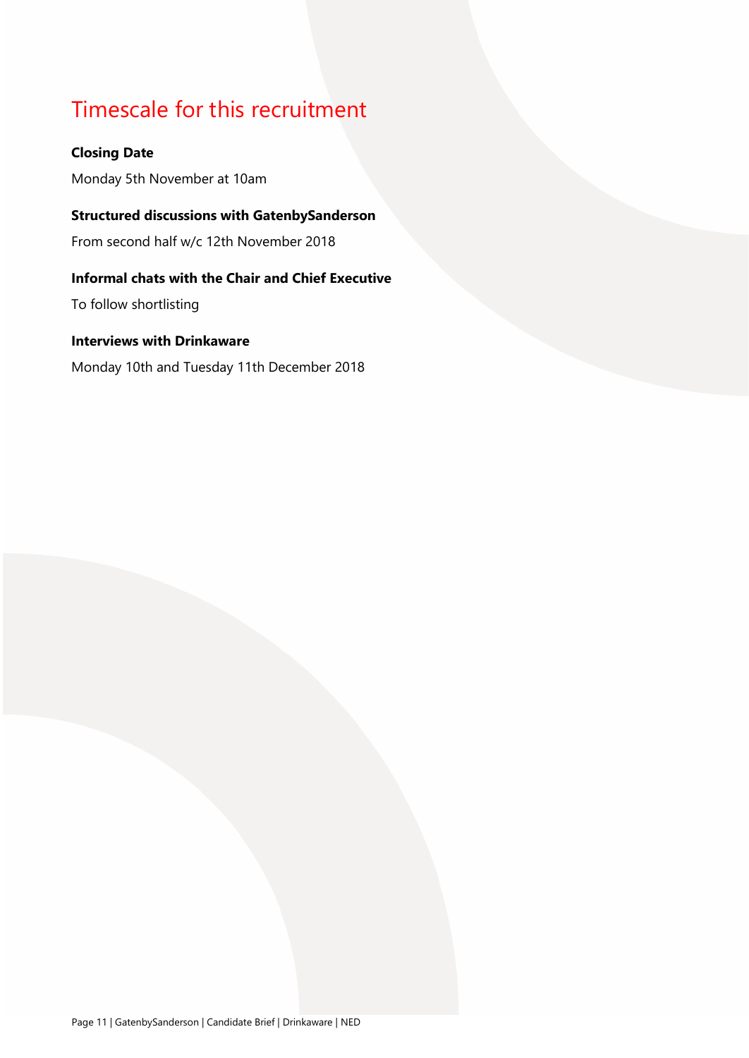# Timescale for this recruitment

**Closing Date**

Monday 5th November at 10am

**Structured discussions with GatenbySanderson**

From second half w/c 12th November 2018

**Informal chats with the Chair and Chief Executive**

To follow shortlisting

**Interviews with Drinkaware**

Monday 10th and Tuesday 11th December 2018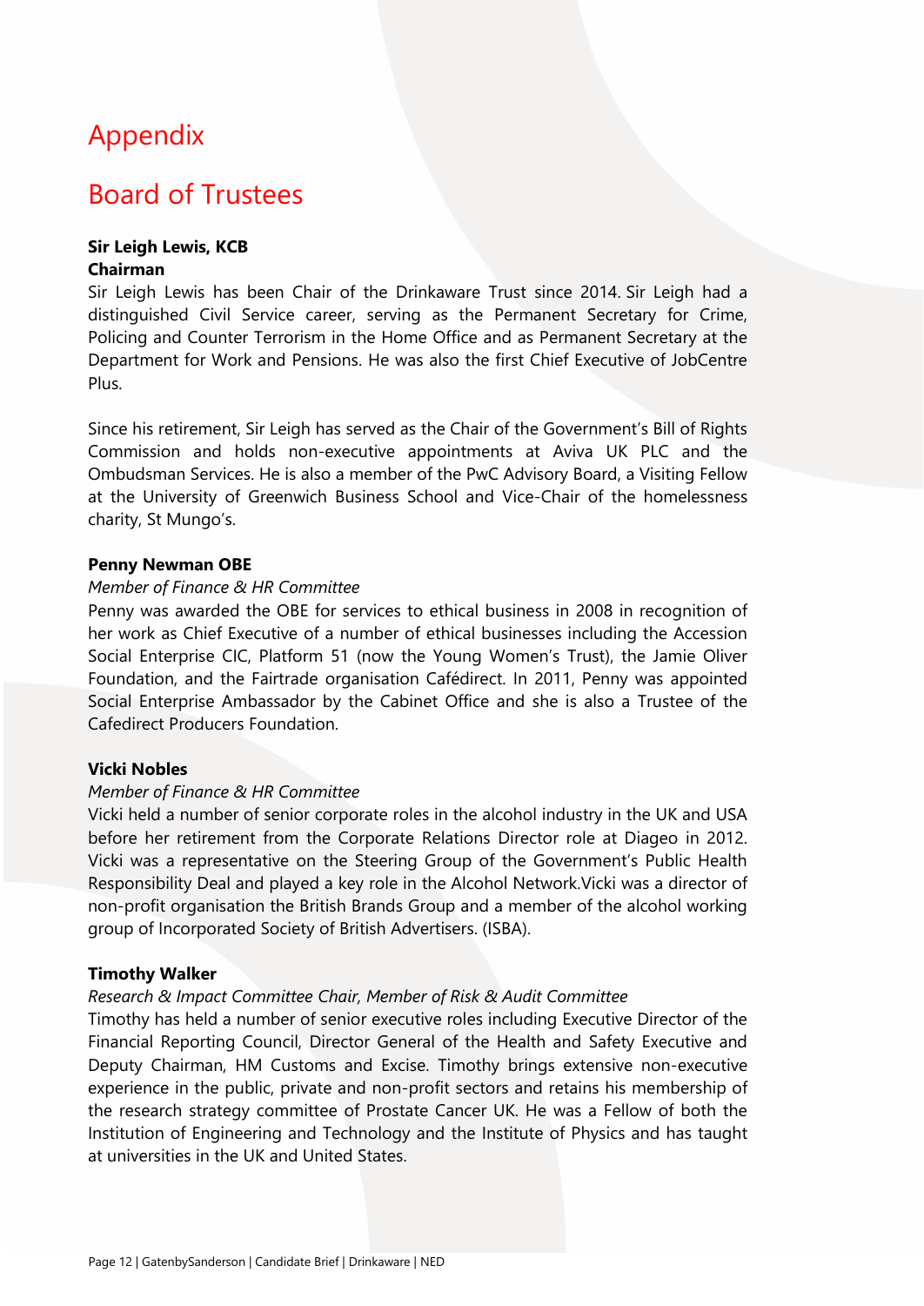# Appendix

## Board of Trustees

**Sir Leigh Lewis, KCB**
**Chairman**

Sir Leigh Lewis has been Chair of the Drinkaware Trust since 2014. Sir Leigh had a distinguished Civil Service career, serving as the Permanent Secretary for Crime, Policing and Counter Terrorism in the Home Office and as Permanent Secretary at the Department for Work and Pensions. He was also the first Chief Executive of JobCentre Plus.

Since his retirement, Sir Leigh has served as the Chair of the Government's Bill of Rights Commission and holds non-executive appointments at Aviva UK PLC and the Ombudsman Services. He is also a member of the PwC Advisory Board, a Visiting Fellow at the University of Greenwich Business School and Vice-Chair of the homelessness charity, St Mungo's.

**Penny Newman OBE**

*Member of Finance & HR Committee*

Penny was awarded the OBE for services to ethical business in 2008 in recognition of her work as Chief Executive of a number of ethical businesses including the Accession Social Enterprise CIC, Platform 51 (now the Young Women's Trust), the Jamie Oliver Foundation, and the Fairtrade organisation Cafédirect. In 2011, Penny was appointed Social Enterprise Ambassador by the Cabinet Office and she is also a Trustee of the Cafedirect Producers Foundation.

**Vicki Nobles**

*Member of Finance & HR Committee*

Vicki held a number of senior corporate roles in the alcohol industry in the UK and USA before her retirement from the Corporate Relations Director role at Diageo in 2012. Vicki was a representative on the Steering Group of the Government's Public Health Responsibility Deal and played a key role in the Alcohol Network.Vicki was a director of non-profit organisation the British Brands Group and a member of the alcohol working group of Incorporated Society of British Advertisers. (ISBA).

**Timothy Walker**

*Research & Impact Committee Chair, Member of Risk & Audit Committee*

Timothy has held a number of senior executive roles including Executive Director of the Financial Reporting Council, Director General of the Health and Safety Executive and Deputy Chairman, HM Customs and Excise. Timothy brings extensive non-executive experience in the public, private and non-profit sectors and retains his membership of the research strategy committee of Prostate Cancer UK. He was a Fellow of both the Institution of Engineering and Technology and the Institute of Physics and has taught at universities in the UK and United States.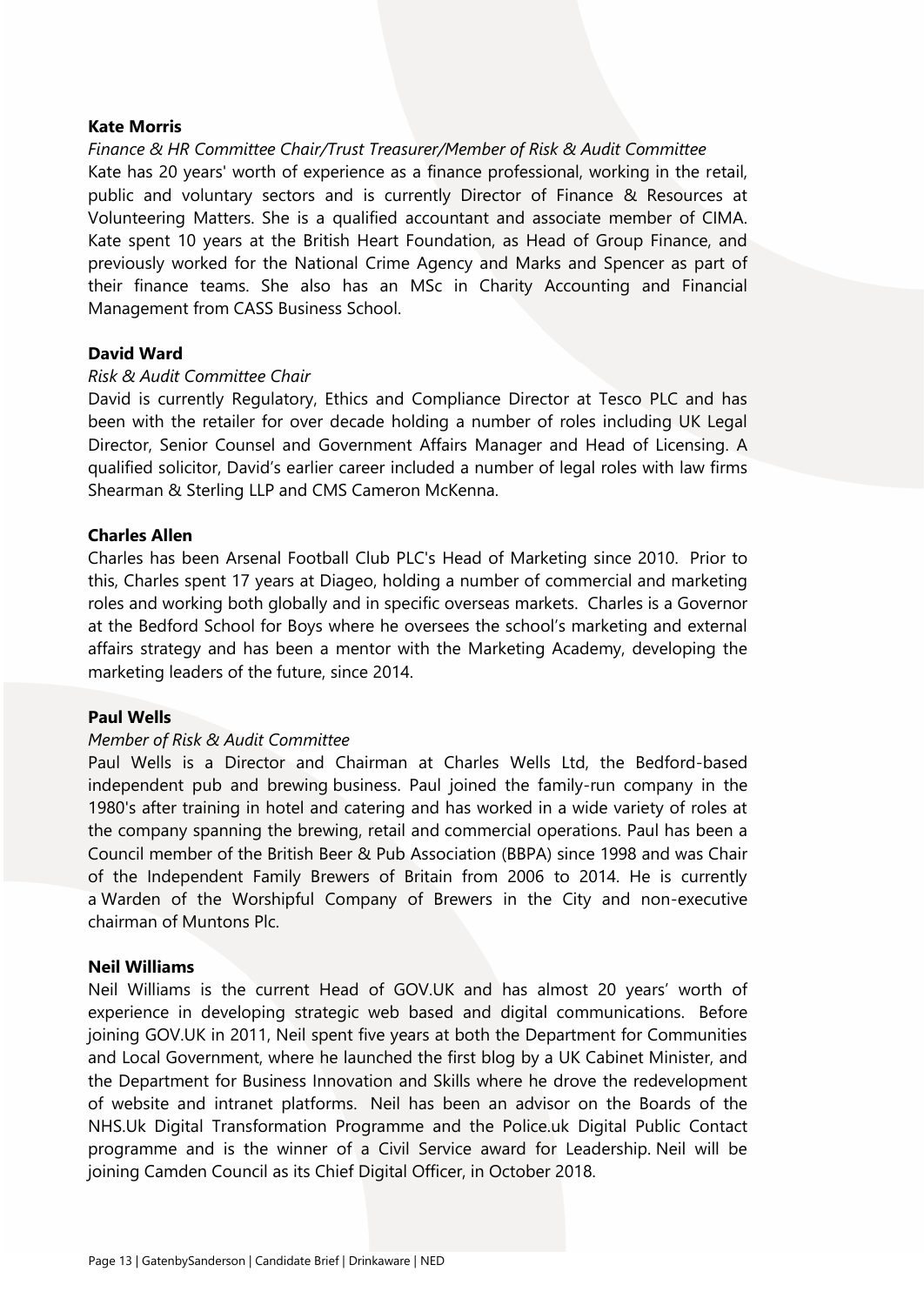**Kate Morris**

*Finance & HR Committee Chair/Trust Treasurer/Member of Risk & Audit Committee*

Kate has 20 years' worth of experience as a finance professional, working in the retail, public and voluntary sectors and is currently Director of Finance & Resources at Volunteering Matters. She is a qualified accountant and associate member of CIMA. Kate spent 10 years at the British Heart Foundation, as Head of Group Finance, and previously worked for the National Crime Agency and Marks and Spencer as part of their finance teams. She also has an MSc in Charity Accounting and Financial Management from CASS Business School.

**David Ward**

*Risk & Audit Committee Chair*

David is currently Regulatory, Ethics and Compliance Director at Tesco PLC and has been with the retailer for over decade holding a number of roles including UK Legal Director, Senior Counsel and Government Affairs Manager and Head of Licensing. A qualified solicitor, David's earlier career included a number of legal roles with law firms Shearman & Sterling LLP and CMS Cameron McKenna.

**Charles Allen**

Charles has been Arsenal Football Club PLC's Head of Marketing since 2010. Prior to this, Charles spent 17 years at Diageo, holding a number of commercial and marketing roles and working both globally and in specific overseas markets. Charles is a Governor at the Bedford School for Boys where he oversees the school's marketing and external affairs strategy and has been a mentor with the Marketing Academy, developing the marketing leaders of the future, since 2014.

**Paul Wells**

*Member of Risk & Audit Committee*

Paul Wells is a Director and Chairman at Charles Wells Ltd, the Bedford-based independent pub and brewing business. Paul joined the family-run company in the 1980's after training in hotel and catering and has worked in a wide variety of roles at the company spanning the brewing, retail and commercial operations. Paul has been a Council member of the British Beer & Pub Association (BBPA) since 1998 and was Chair of the Independent Family Brewers of Britain from 2006 to 2014. He is currently a Warden of the Worshipful Company of Brewers in the City and non-executive chairman of Muntons Plc.

**Neil Williams**

Neil Williams is the current Head of GOV.UK and has almost 20 years' worth of experience in developing strategic web based and digital communications. Before joining GOV.UK in 2011, Neil spent five years at both the Department for Communities and Local Government, where he launched the first blog by a UK Cabinet Minister, and the Department for Business Innovation and Skills where he drove the redevelopment of website and intranet platforms. Neil has been an advisor on the Boards of the NHS.Uk Digital Transformation Programme and the Police.uk Digital Public Contact programme and is the winner of a Civil Service award for Leadership. Neil will be joining Camden Council as its Chief Digital Officer, in October 2018.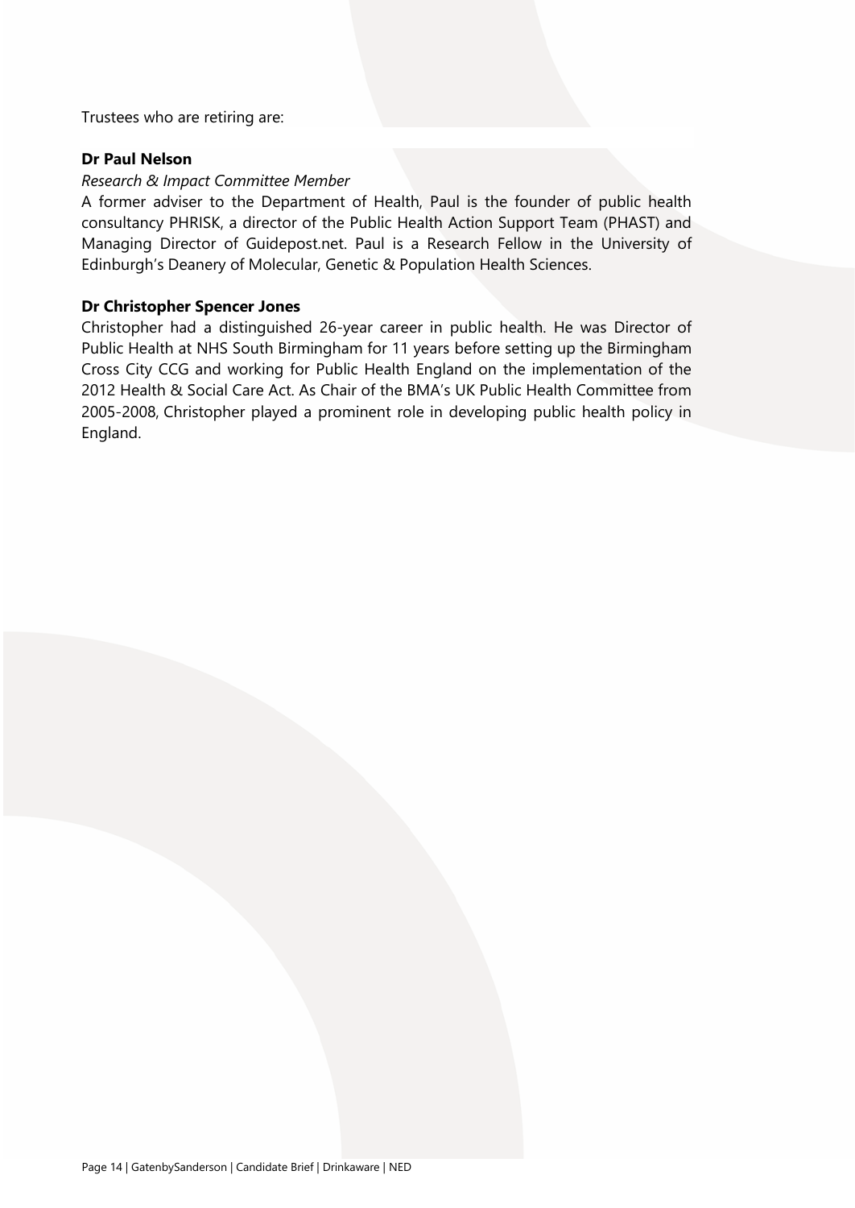Trustees who are retiring are:

**Dr Paul Nelson**

*Research & Impact Committee Member*

A former adviser to the Department of Health, Paul is the founder of public health consultancy PHRISK, a director of the Public Health Action Support Team (PHAST) and Managing Director of Guidepost.net. Paul is a Research Fellow in the University of Edinburgh's Deanery of Molecular, Genetic & Population Health Sciences.

**Dr Christopher Spencer Jones**

Christopher had a distinguished 26-year career in public health. He was Director of Public Health at NHS South Birmingham for 11 years before setting up the Birmingham Cross City CCG and working for Public Health England on the implementation of the 2012 Health & Social Care Act. As Chair of the BMA's UK Public Health Committee from 2005-2008, Christopher played a prominent role in developing public health policy in England.